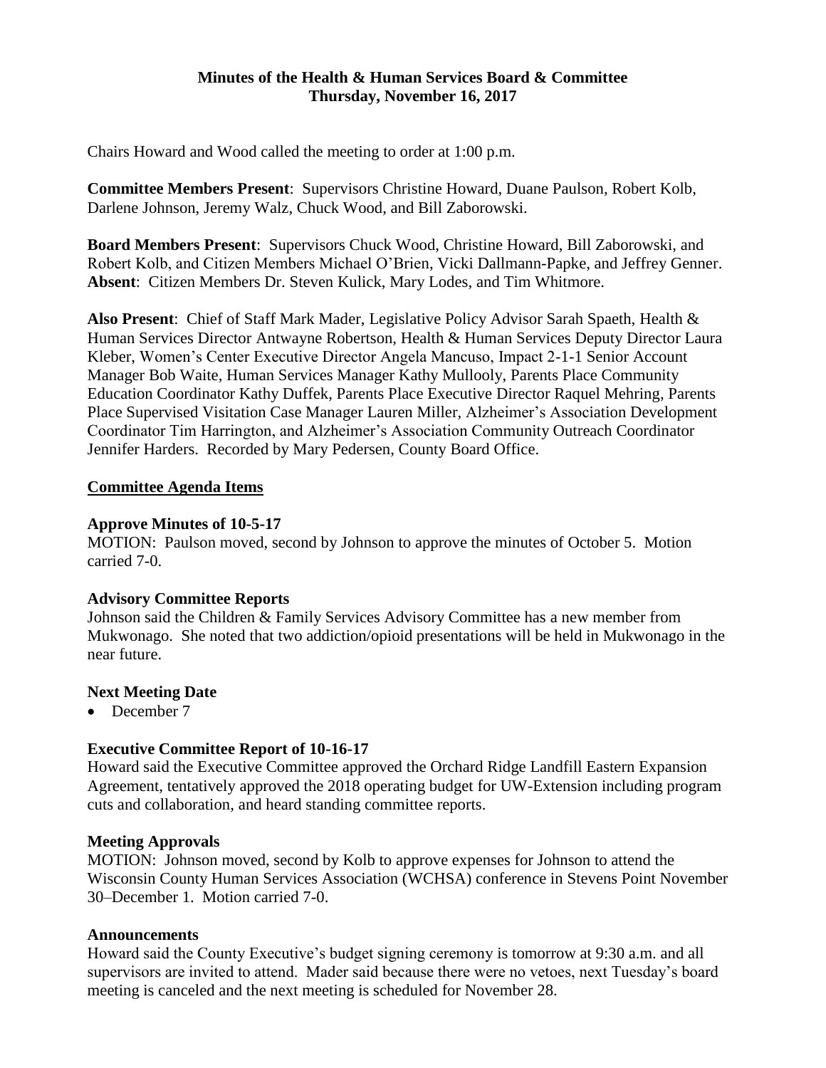**Minutes of the Health & Human Services Board & Committee**
**Thursday, November 16, 2017**

Chairs Howard and Wood called the meeting to order at 1:00 p.m.

**Committee Members Present**: Supervisors Christine Howard, Duane Paulson, Robert Kolb, Darlene Johnson, Jeremy Walz, Chuck Wood, and Bill Zaborowski.

**Board Members Present**: Supervisors Chuck Wood, Christine Howard, Bill Zaborowski, and Robert Kolb, and Citizen Members Michael O'Brien, Vicki Dallmann-Papke, and Jeffrey Genner. **Absent**: Citizen Members Dr. Steven Kulick, Mary Lodes, and Tim Whitmore.

**Also Present**: Chief of Staff Mark Mader, Legislative Policy Advisor Sarah Spaeth, Health & Human Services Director Antwayne Robertson, Health & Human Services Deputy Director Laura Kleber, Women's Center Executive Director Angela Mancuso, Impact 2-1-1 Senior Account Manager Bob Waite, Human Services Manager Kathy Mullooly, Parents Place Community Education Coordinator Kathy Duffek, Parents Place Executive Director Raquel Mehring, Parents Place Supervised Visitation Case Manager Lauren Miller, Alzheimer's Association Development Coordinator Tim Harrington, and Alzheimer's Association Community Outreach Coordinator Jennifer Harders. Recorded by Mary Pedersen, County Board Office.

## Committee Agenda Items

### Approve Minutes of 10-5-17

MOTION: Paulson moved, second by Johnson to approve the minutes of October 5. Motion carried 7-0.

### Advisory Committee Reports

Johnson said the Children & Family Services Advisory Committee has a new member from Mukwonago. She noted that two addiction/opioid presentations will be held in Mukwonago in the near future.

### Next Meeting Date

- December 7

### Executive Committee Report of 10-16-17

Howard said the Executive Committee approved the Orchard Ridge Landfill Eastern Expansion Agreement, tentatively approved the 2018 operating budget for UW-Extension including program cuts and collaboration, and heard standing committee reports.

### Meeting Approvals

MOTION: Johnson moved, second by Kolb to approve expenses for Johnson to attend the Wisconsin County Human Services Association (WCHSA) conference in Stevens Point November 30–December 1. Motion carried 7-0.

### Announcements

Howard said the County Executive's budget signing ceremony is tomorrow at 9:30 a.m. and all supervisors are invited to attend. Mader said because there were no vetoes, next Tuesday's board meeting is canceled and the next meeting is scheduled for November 28.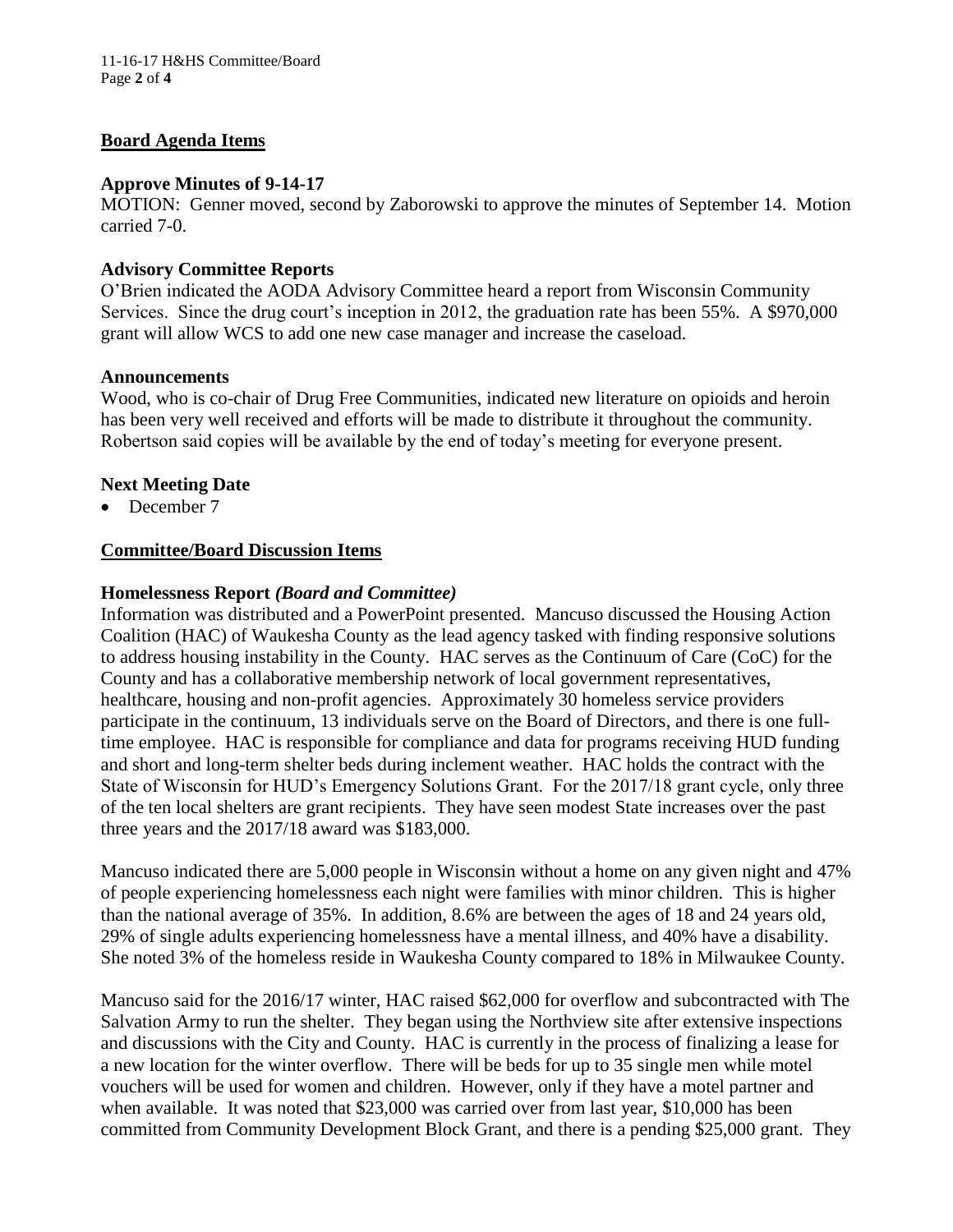## Board Agenda Items

### Approve Minutes of 9-14-17

MOTION: Genner moved, second by Zaborowski to approve the minutes of September 14. Motion carried 7-0.

### Advisory Committee Reports

O'Brien indicated the AODA Advisory Committee heard a report from Wisconsin Community Services. Since the drug court's inception in 2012, the graduation rate has been 55%. A $970,000 grant will allow WCS to add one new case manager and increase the caseload.

### Announcements

Wood, who is co-chair of Drug Free Communities, indicated new literature on opioids and heroin has been very well received and efforts will be made to distribute it throughout the community. Robertson said copies will be available by the end of today's meeting for everyone present.

### Next Meeting Date

- December 7

## Committee/Board Discussion Items

### Homelessness Report *(Board and Committee)*

Information was distributed and a PowerPoint presented. Mancuso discussed the Housing Action Coalition (HAC) of Waukesha County as the lead agency tasked with finding responsive solutions to address housing instability in the County. HAC serves as the Continuum of Care (CoC) for the County and has a collaborative membership network of local government representatives, healthcare, housing and non-profit agencies. Approximately 30 homeless service providers participate in the continuum, 13 individuals serve on the Board of Directors, and there is one full-time employee. HAC is responsible for compliance and data for programs receiving HUD funding and short and long-term shelter beds during inclement weather. HAC holds the contract with the State of Wisconsin for HUD's Emergency Solutions Grant. For the 2017/18 grant cycle, only three of the ten local shelters are grant recipients. They have seen modest State increases over the past three years and the 2017/18 award was $183,000.

Mancuso indicated there are 5,000 people in Wisconsin without a home on any given night and 47% of people experiencing homelessness each night were families with minor children. This is higher than the national average of 35%. In addition, 8.6% are between the ages of 18 and 24 years old, 29% of single adults experiencing homelessness have a mental illness, and 40% have a disability. She noted 3% of the homeless reside in Waukesha County compared to 18% in Milwaukee County.

Mancuso said for the 2016/17 winter, HAC raised $62,000 for overflow and subcontracted with The Salvation Army to run the shelter. They began using the Northview site after extensive inspections and discussions with the City and County. HAC is currently in the process of finalizing a lease for a new location for the winter overflow. There will be beds for up to 35 single men while motel vouchers will be used for women and children. However, only if they have a motel partner and when available. It was noted that $23,000 was carried over from last year, $10,000 has been committed from Community Development Block Grant, and there is a pending $25,000 grant. They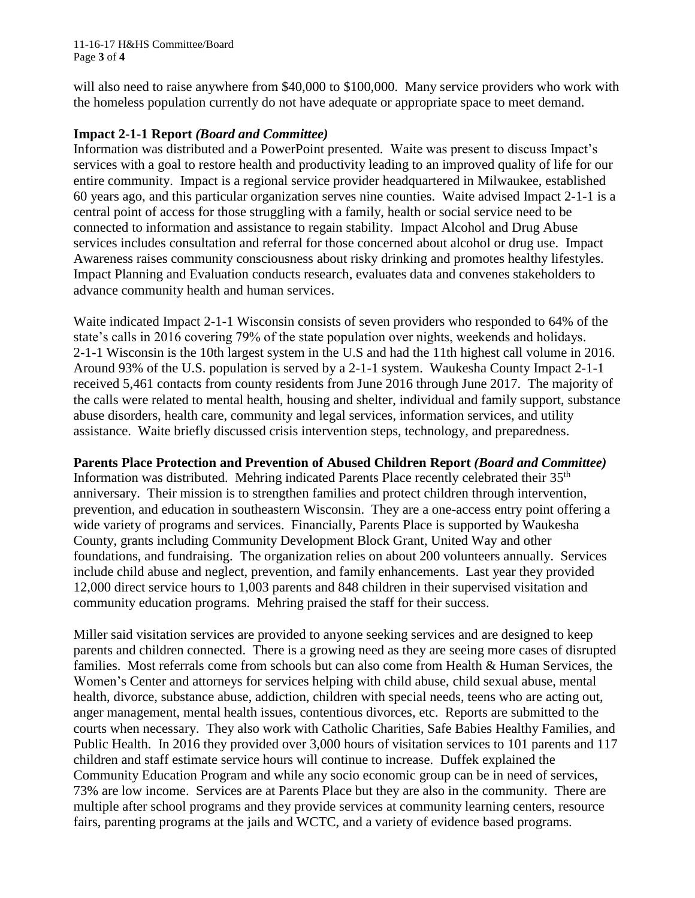will also need to raise anywhere from $40,000 to $100,000. Many service providers who work with the homeless population currently do not have adequate or appropriate space to meet demand.

**Impact 2-1-1 Report** ***(Board and Committee)***
Information was distributed and a PowerPoint presented. Waite was present to discuss Impact's services with a goal to restore health and productivity leading to an improved quality of life for our entire community. Impact is a regional service provider headquartered in Milwaukee, established 60 years ago, and this particular organization serves nine counties. Waite advised Impact 2-1-1 is a central point of access for those struggling with a family, health or social service need to be connected to information and assistance to regain stability. Impact Alcohol and Drug Abuse services includes consultation and referral for those concerned about alcohol or drug use. Impact Awareness raises community consciousness about risky drinking and promotes healthy lifestyles. Impact Planning and Evaluation conducts research, evaluates data and convenes stakeholders to advance community health and human services.

Waite indicated Impact 2-1-1 Wisconsin consists of seven providers who responded to 64% of the state's calls in 2016 covering 79% of the state population over nights, weekends and holidays. 2-1-1 Wisconsin is the 10th largest system in the U.S and had the 11th highest call volume in 2016. Around 93% of the U.S. population is served by a 2-1-1 system. Waukesha County Impact 2-1-1 received 5,461 contacts from county residents from June 2016 through June 2017. The majority of the calls were related to mental health, housing and shelter, individual and family support, substance abuse disorders, health care, community and legal services, information services, and utility assistance. Waite briefly discussed crisis intervention steps, technology, and preparedness.

**Parents Place Protection and Prevention of Abused Children Report** ***(Board and Committee)***
Information was distributed. Mehring indicated Parents Place recently celebrated their 35th anniversary. Their mission is to strengthen families and protect children through intervention, prevention, and education in southeastern Wisconsin. They are a one-access entry point offering a wide variety of programs and services. Financially, Parents Place is supported by Waukesha County, grants including Community Development Block Grant, United Way and other foundations, and fundraising. The organization relies on about 200 volunteers annually. Services include child abuse and neglect, prevention, and family enhancements. Last year they provided 12,000 direct service hours to 1,003 parents and 848 children in their supervised visitation and community education programs. Mehring praised the staff for their success.

Miller said visitation services are provided to anyone seeking services and are designed to keep parents and children connected. There is a growing need as they are seeing more cases of disrupted families. Most referrals come from schools but can also come from Health & Human Services, the Women's Center and attorneys for services helping with child abuse, child sexual abuse, mental health, divorce, substance abuse, addiction, children with special needs, teens who are acting out, anger management, mental health issues, contentious divorces, etc. Reports are submitted to the courts when necessary. They also work with Catholic Charities, Safe Babies Healthy Families, and Public Health. In 2016 they provided over 3,000 hours of visitation services to 101 parents and 117 children and staff estimate service hours will continue to increase. Duffek explained the Community Education Program and while any socio economic group can be in need of services, 73% are low income. Services are at Parents Place but they are also in the community. There are multiple after school programs and they provide services at community learning centers, resource fairs, parenting programs at the jails and WCTC, and a variety of evidence based programs.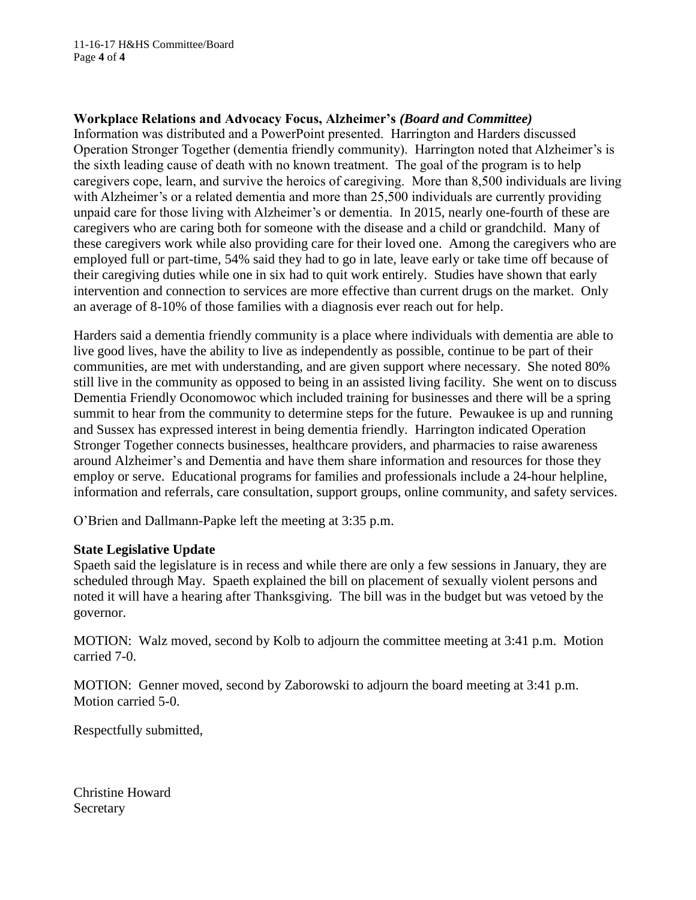**Workplace Relations and Advocacy Focus, Alzheimer's *(Board and Committee)***

Information was distributed and a PowerPoint presented. Harrington and Harders discussed Operation Stronger Together (dementia friendly community). Harrington noted that Alzheimer's is the sixth leading cause of death with no known treatment. The goal of the program is to help caregivers cope, learn, and survive the heroics of caregiving. More than 8,500 individuals are living with Alzheimer's or a related dementia and more than 25,500 individuals are currently providing unpaid care for those living with Alzheimer's or dementia. In 2015, nearly one-fourth of these are caregivers who are caring both for someone with the disease and a child or grandchild. Many of these caregivers work while also providing care for their loved one. Among the caregivers who are employed full or part-time, 54% said they had to go in late, leave early or take time off because of their caregiving duties while one in six had to quit work entirely. Studies have shown that early intervention and connection to services are more effective than current drugs on the market. Only an average of 8-10% of those families with a diagnosis ever reach out for help.

Harders said a dementia friendly community is a place where individuals with dementia are able to live good lives, have the ability to live as independently as possible, continue to be part of their communities, are met with understanding, and are given support where necessary. She noted 80% still live in the community as opposed to being in an assisted living facility. She went on to discuss Dementia Friendly Oconomowoc which included training for businesses and there will be a spring summit to hear from the community to determine steps for the future. Pewaukee is up and running and Sussex has expressed interest in being dementia friendly. Harrington indicated Operation Stronger Together connects businesses, healthcare providers, and pharmacies to raise awareness around Alzheimer's and Dementia and have them share information and resources for those they employ or serve. Educational programs for families and professionals include a 24-hour helpline, information and referrals, care consultation, support groups, online community, and safety services.

O'Brien and Dallmann-Papke left the meeting at 3:35 p.m.

**State Legislative Update**

Spaeth said the legislature is in recess and while there are only a few sessions in January, they are scheduled through May. Spaeth explained the bill on placement of sexually violent persons and noted it will have a hearing after Thanksgiving. The bill was in the budget but was vetoed by the governor.

MOTION: Walz moved, second by Kolb to adjourn the committee meeting at 3:41 p.m. Motion carried 7-0.

MOTION: Genner moved, second by Zaborowski to adjourn the board meeting at 3:41 p.m. Motion carried 5-0.

Respectfully submitted,

Christine Howard
Secretary